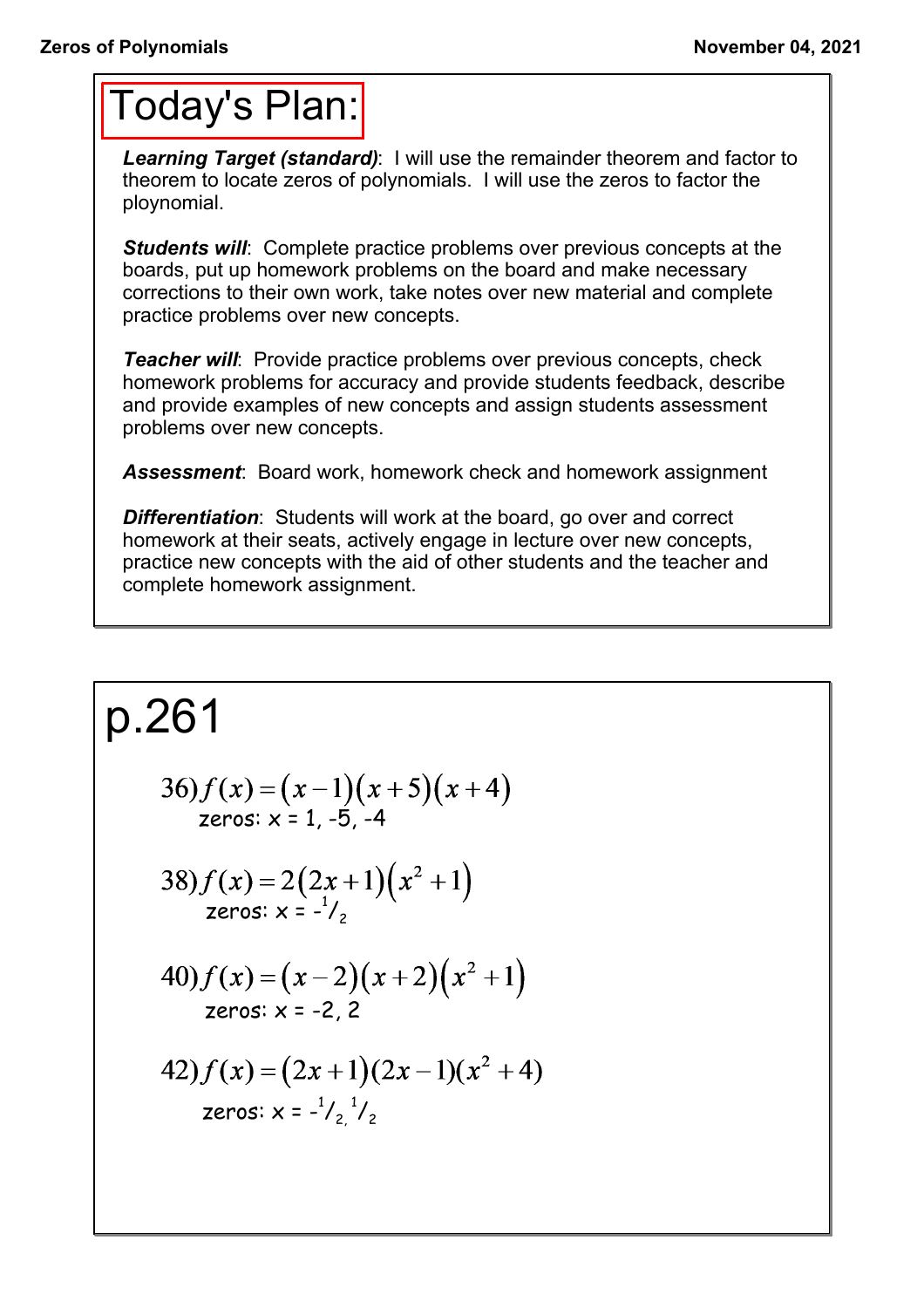# Today's Plan:

***Learning Target (standard)***: I will use the remainder theorem and factor to theorem to locate zeros of polynomials. I will use the zeros to factor the ploynomial.

***Students will***: Complete practice problems over previous concepts at the boards, put up homework problems on the board and make necessary corrections to their own work, take notes over new material and complete practice problems over new concepts.

***Teacher will***: Provide practice problems over previous concepts, check homework problems for accuracy and provide students feedback, describe and provide examples of new concepts and assign students assessment problems over new concepts.

***Assessment***: Board work, homework check and homework assignment

***Differentiation***: Students will work at the board, go over and correct homework at their seats, actively engage in lecture over new concepts, practice new concepts with the aid of other students and the teacher and complete homework assignment.

# p.261

36) $f(x) = (x-1)(x+5)(x+4)$

zeros: $x = 1, -5, -4$

38) $f(x) = 2(2x+1)(x^2+1)$

zeros: $x = -\frac{1}{2}$

40) $f(x) = (x-2)(x+2)(x^2+1)$

zeros: $x = -2, 2$

42) $f(x) = (2x+1)(2x-1)(x^2+4)$

zeros: $x = -\frac{1}{2}, \frac{1}{2}$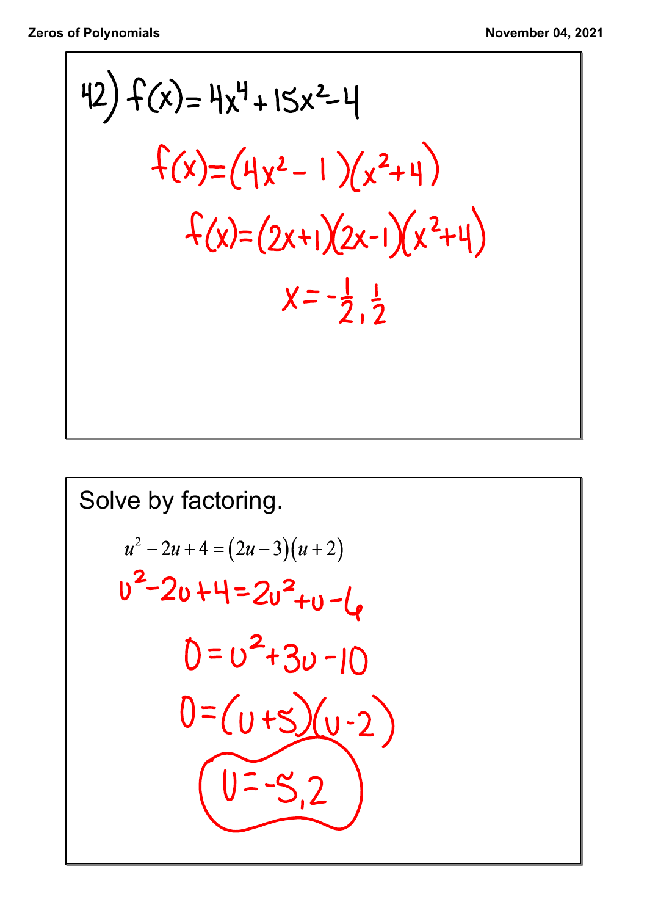42) $f(x) = 4x^4 + 15x^2 - 4$

$$f(x) = (4x^2 - 1)(x^2 + 4)$$

$$f(x) = (2x+1)(2x-1)(x^2+4)$$

$$x = -\frac{1}{2}, \frac{1}{2}$$

Solve by factoring.

$$u^2 - 2u + 4 = (2u - 3)(u + 2)$$

$$u^2 - 2u + 4 = 2u^2 + u - 6$$

$$0 = u^2 + 3u - 10$$

$$0 = (u+5)(u-2)$$

$$u = -5, 2$$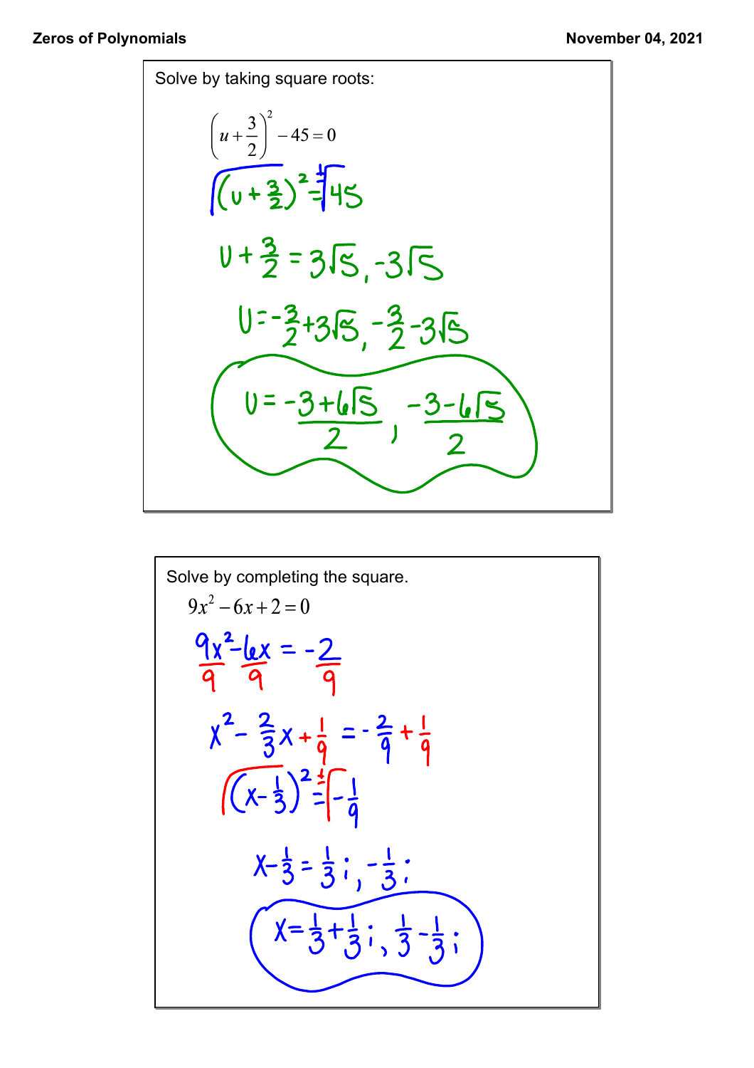Solve by taking square roots:

$$\left(u+\frac{3}{2}\right)^2 - 45 = 0$$

$$\sqrt{\left(u+\frac{3}{2}\right)^2} = \pm\sqrt{45}$$

$$u+\frac{3}{2} = 3\sqrt{5}, -3\sqrt{5}$$

$$u = -\frac{3}{2}+3\sqrt{5}, -\frac{3}{2}-3\sqrt{5}$$

$$u = \frac{-3+6\sqrt{5}}{2}, \frac{-3-6\sqrt{5}}{2}$$

Solve by completing the square.

$$9x^2 - 6x + 2 = 0$$

$$\frac{9x^2}{9} - \frac{6x}{9} = -\frac{2}{9}$$

$$x^2 - \frac{2}{3}x + \frac{1}{9} = -\frac{2}{9} + \frac{1}{9}$$

$$\sqrt{\left(x-\frac{1}{3}\right)^2} = \pm\sqrt{-\frac{1}{9}}$$

$$x - \frac{1}{3} = \frac{1}{3}i, -\frac{1}{3}i$$

$$x = \frac{1}{3}+\frac{1}{3}i, \frac{1}{3}-\frac{1}{3}i$$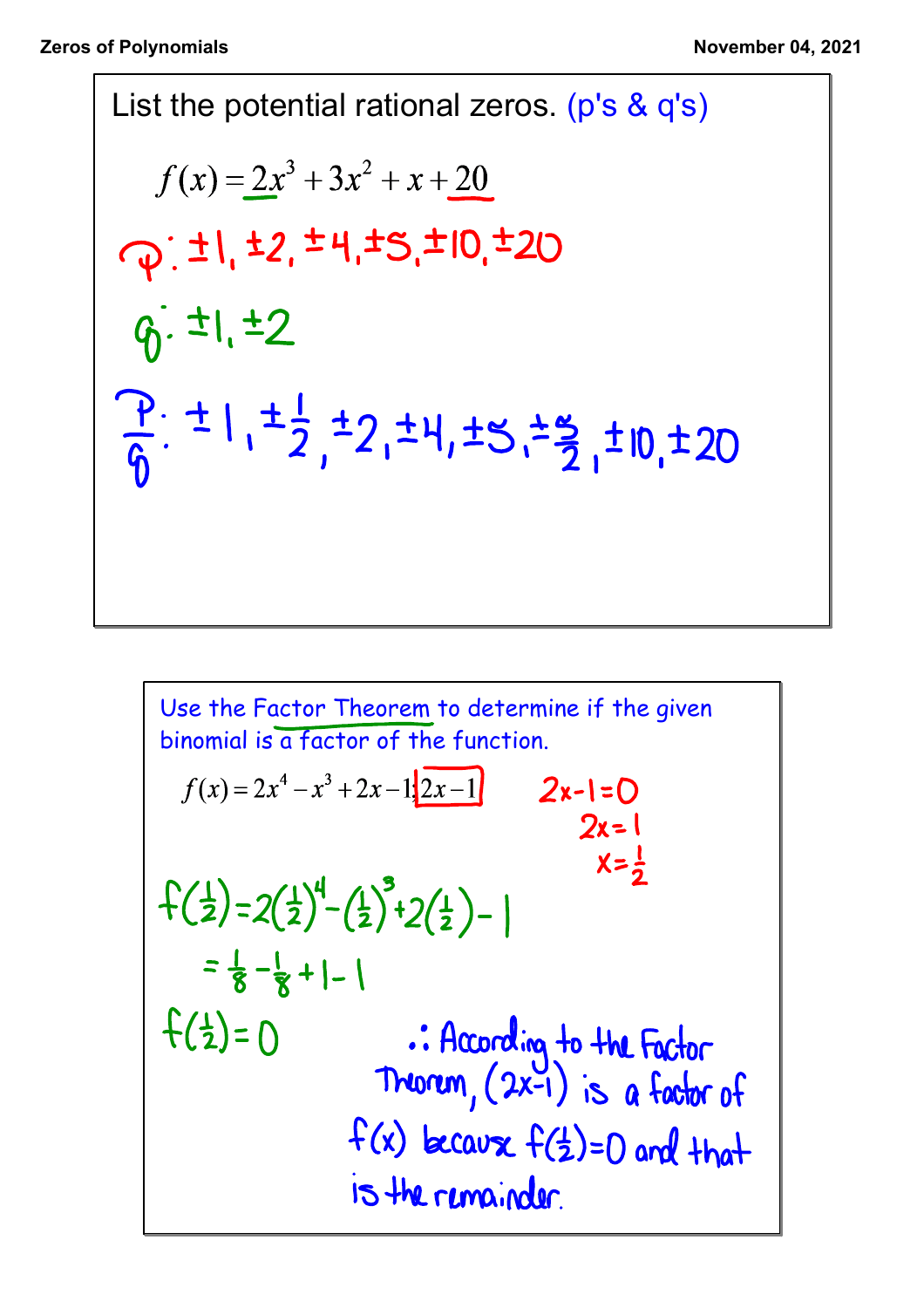List the potential rational zeros. (p's & q's)

$$f(x) = 2x^3 + 3x^2 + x + 20$$

p: $\pm 1, \pm 2, \pm 4, \pm 5, \pm 10, \pm 20$

q: $\pm 1, \pm 2$

$\frac{p}{q}$: $\pm 1, \pm \frac{1}{2}, \pm 2, \pm 4, \pm 5, \pm \frac{5}{2}, \pm 10, \pm 20$

---

Use the Factor Theorem to determine if the given binomial is a factor of the function.

$$f(x) = 2x^4 - x^3 + 2x - 1; \; 2x - 1$$

$2x - 1 = 0$

$2x = 1$

$x = \frac{1}{2}$

$f(\frac{1}{2}) = 2(\frac{1}{2})^4 - (\frac{1}{2})^3 + 2(\frac{1}{2}) - 1$

$= \frac{1}{8} - \frac{1}{8} + 1 - 1$

$f(\frac{1}{2}) = 0$

∴ According to the Factor Theorem, $(2x-1)$ is a factor of $f(x)$ because $f(\frac{1}{2}) = 0$ and that is the remainder.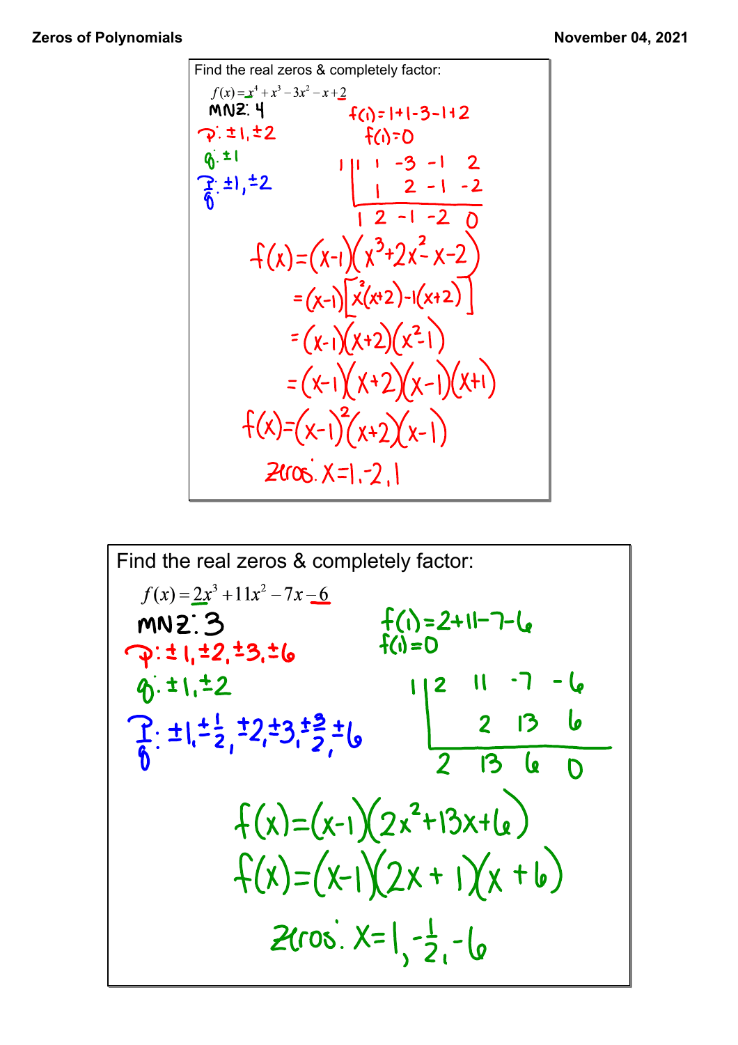Find the real zeros & completely factor:

$f(x) = x^4 + x^3 - 3x^2 - x + 2$

MNZ: 4

p: ±1, ±2

q: ±1

$\frac{p}{q}$: ±1, ±2

$f(1) = 1 + 1 - 3 - 1 + 2$

$f(1) = 0$

```
1 | 1   1  -3  -1   2
  |     1   2  -1  -2
  --------------------
    1   2  -1  -2   0
```

$f(x) = (x-1)(x^3 + 2x^2 - x - 2)$

$= (x-1)[x^2(x+2) - 1(x+2)]$

$= (x-1)(x+2)(x^2-1)$

$= (x-1)(x+2)(x-1)(x+1)$

$f(x) = (x-1)^2(x+2)(x-1)$

Zeros: $x = 1, -2, 1$

Find the real zeros & completely factor:

$f(x) = 2x^3 + 11x^2 - 7x - 6$

MNZ: 3

p: ±1, ±2, ±3, ±6

q: ±1, ±2

$\frac{p}{q}$: $\pm 1, \pm\frac{1}{2}, \pm 2, \pm 3, \pm\frac{3}{2}, \pm 6$

$f(1) = 2 + 11 - 7 - 6$

$f(1) = 0$

```
1 | 2   11   -7   -6
  |      2   13    6
  ------------------
    2   13    6    0
```

$f(x) = (x-1)(2x^2 + 13x + 6)$

$f(x) = (x-1)(2x+1)(x+6)$

Zeros: $x = 1, -\frac{1}{2}, -6$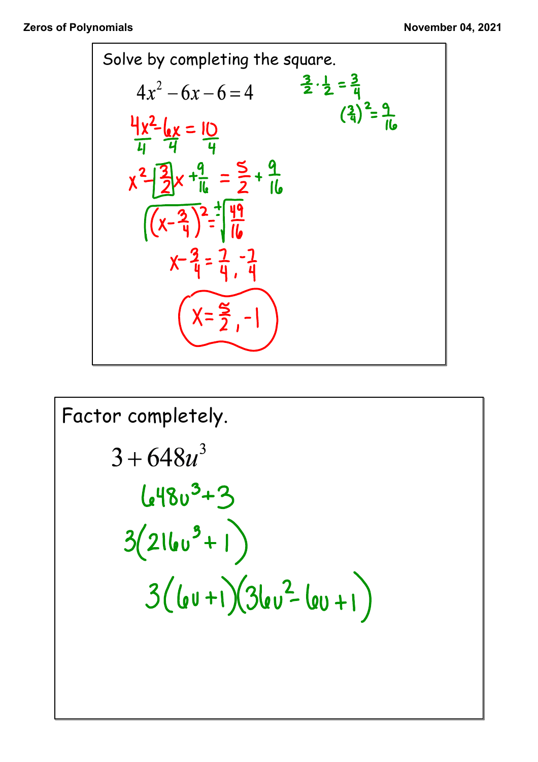Solve by completing the square.

$$4x^2 - 6x - 6 = 4$$

$$\frac{3}{2} \cdot \frac{1}{2} = \frac{3}{4}$$

$$\left(\frac{3}{4}\right)^2 = \frac{9}{16}$$

$$\frac{4x^2}{4} - \frac{6x}{4} = \frac{10}{4}$$

$$x^2 - \frac{3}{2}x + \frac{9}{16} = \frac{5}{2} + \frac{9}{16}$$

$$\sqrt{\left(x - \frac{3}{4}\right)^2} = \pm\sqrt{\frac{49}{16}}$$

$$x - \frac{3}{4} = \frac{7}{4}, -\frac{7}{4}$$

$$x = \frac{5}{2}, -1$$

Factor completely.

$$3 + 648u^3$$

$$648u^3 + 3$$

$$3(216u^3 + 1)$$

$$3(6u + 1)(36u^2 - 6u + 1)$$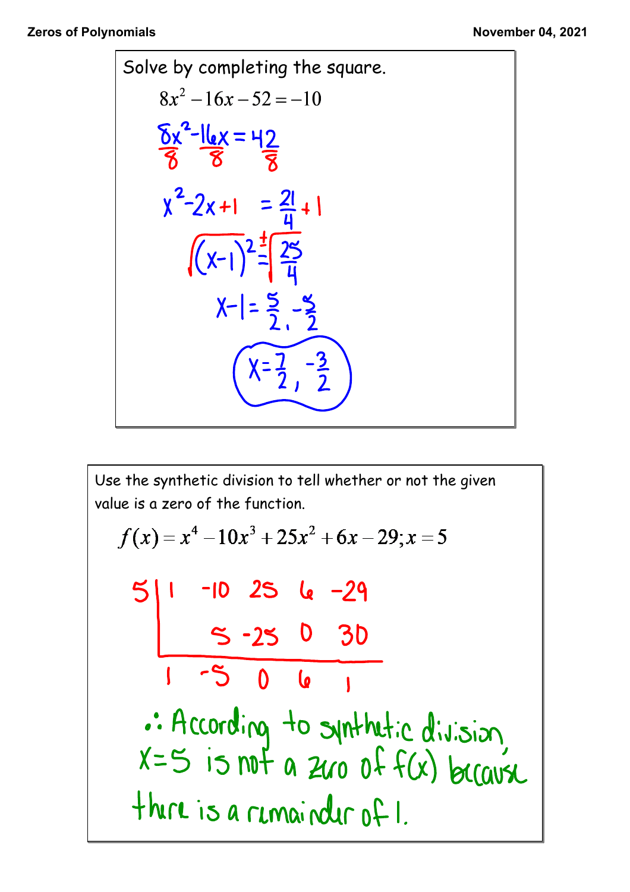Solve by completing the square.

$$8x^2 - 16x - 52 = -10$$

$$\frac{8x^2}{8} - \frac{16x}{8} = \frac{42}{8}$$

$$x^2 - 2x + 1 = \frac{21}{4} + 1$$

$$\sqrt{(x-1)^2} = \pm\sqrt{\frac{25}{4}}$$

$$x - 1 = \frac{5}{2}, -\frac{5}{2}$$

$$x = \frac{7}{2}, -\frac{3}{2}$$

Use the synthetic division to tell whether or not the given value is a zero of the function.

$$f(x) = x^4 - 10x^3 + 25x^2 + 6x - 29; x = 5$$

| 5 | 1 | -10 | 25 | 6 | -29 |
|---|---|---|---|---|---|
| | | 5 | -25 | 0 | 30 |
| | 1 | -5 | 0 | 6 | 1 |

∴ According to synthetic division, $x = 5$ is not a zero of $f(x)$ because there is a remainder of 1.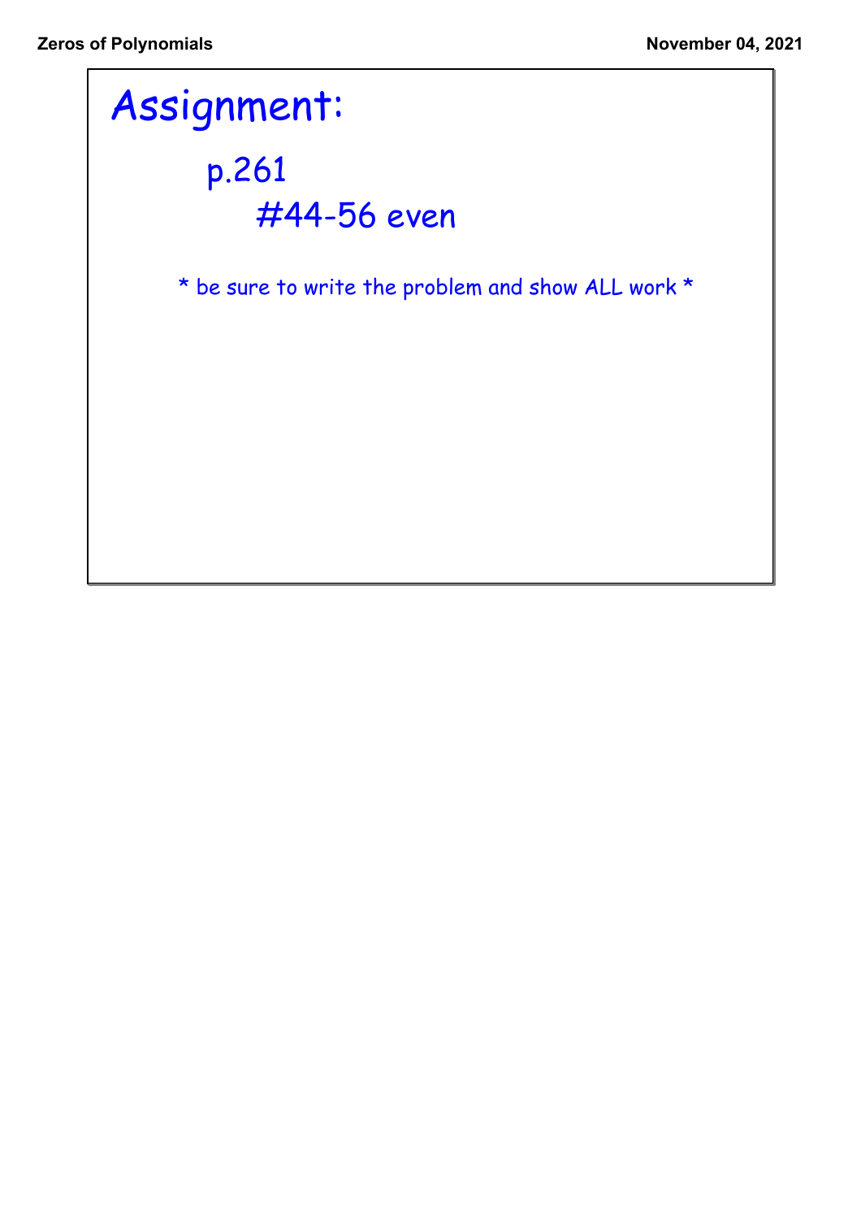# Assignment:

p.261

#44-56 even

* be sure to write the problem and show ALL work *